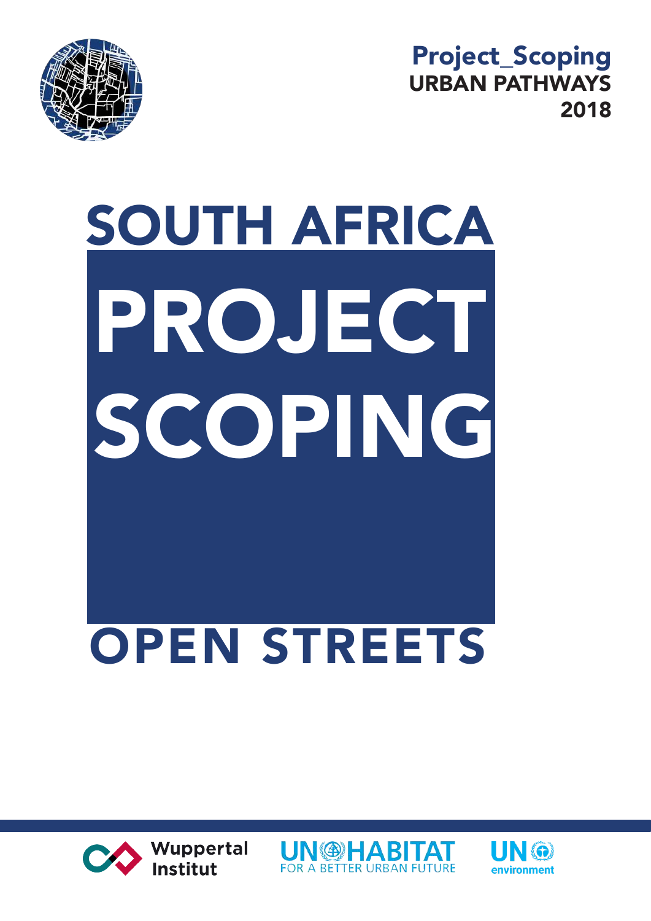Project_Scoping
URBAN PATHWAYS
2018

# SOUTH AFRICA

# PROJECT SCOPING

# OPEN STREETS

Wuppertal Institut

UN-HABITAT FOR A BETTER URBAN FUTURE

UN environment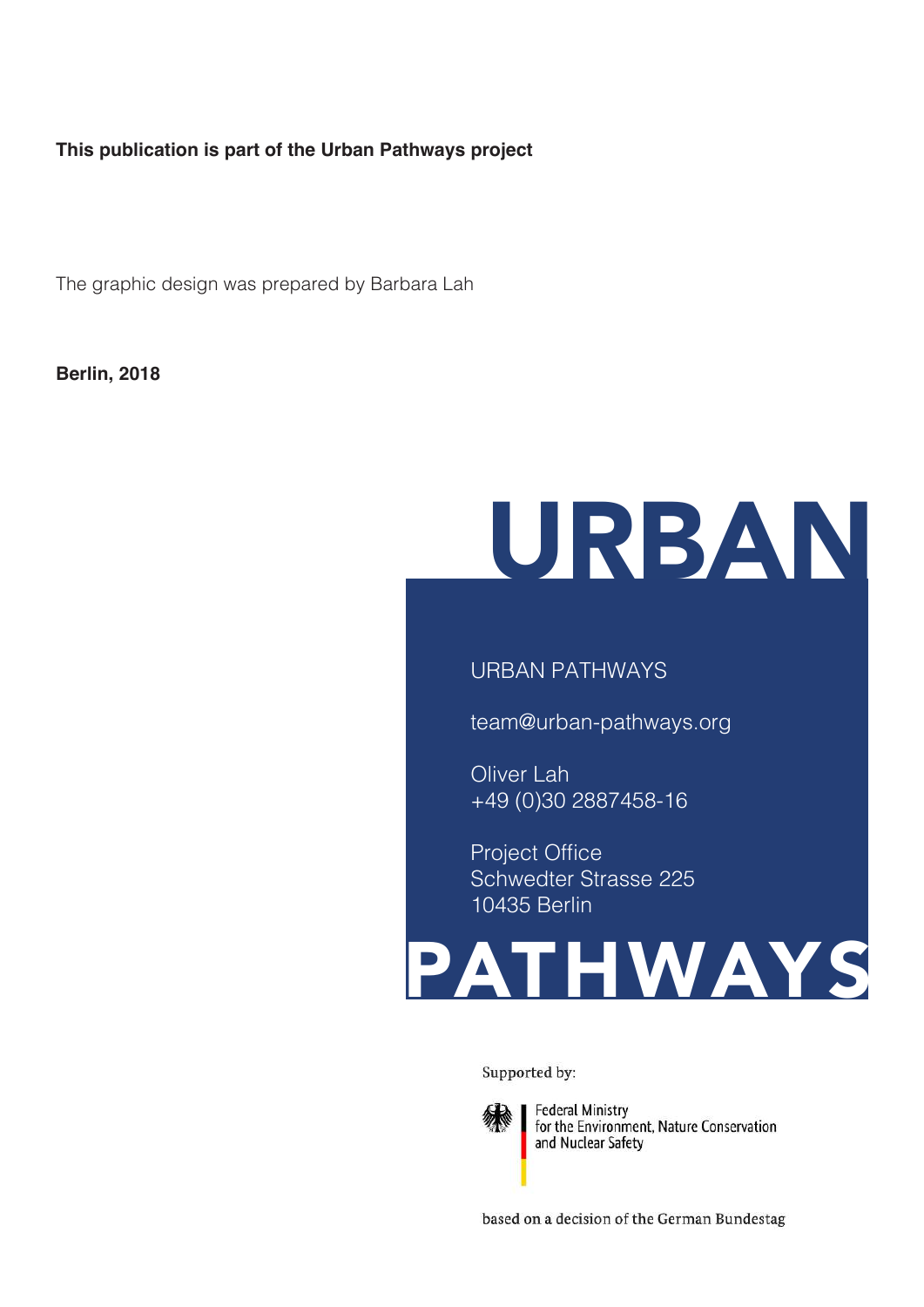**This publication is part of the Urban Pathways project**

The graphic design was prepared by Barbara Lah

**Berlin, 2018**

URBAN

URBAN PATHWAYS

team@urban-pathways.org

Oliver Lah
+49 (0)30 2887458-16

Project Office
Schwedter Strasse 225
10435 Berlin

PATHWAYS

Supported by:

Federal Ministry
for the Environment, Nature Conservation
and Nuclear Safety

based on a decision of the German Bundestag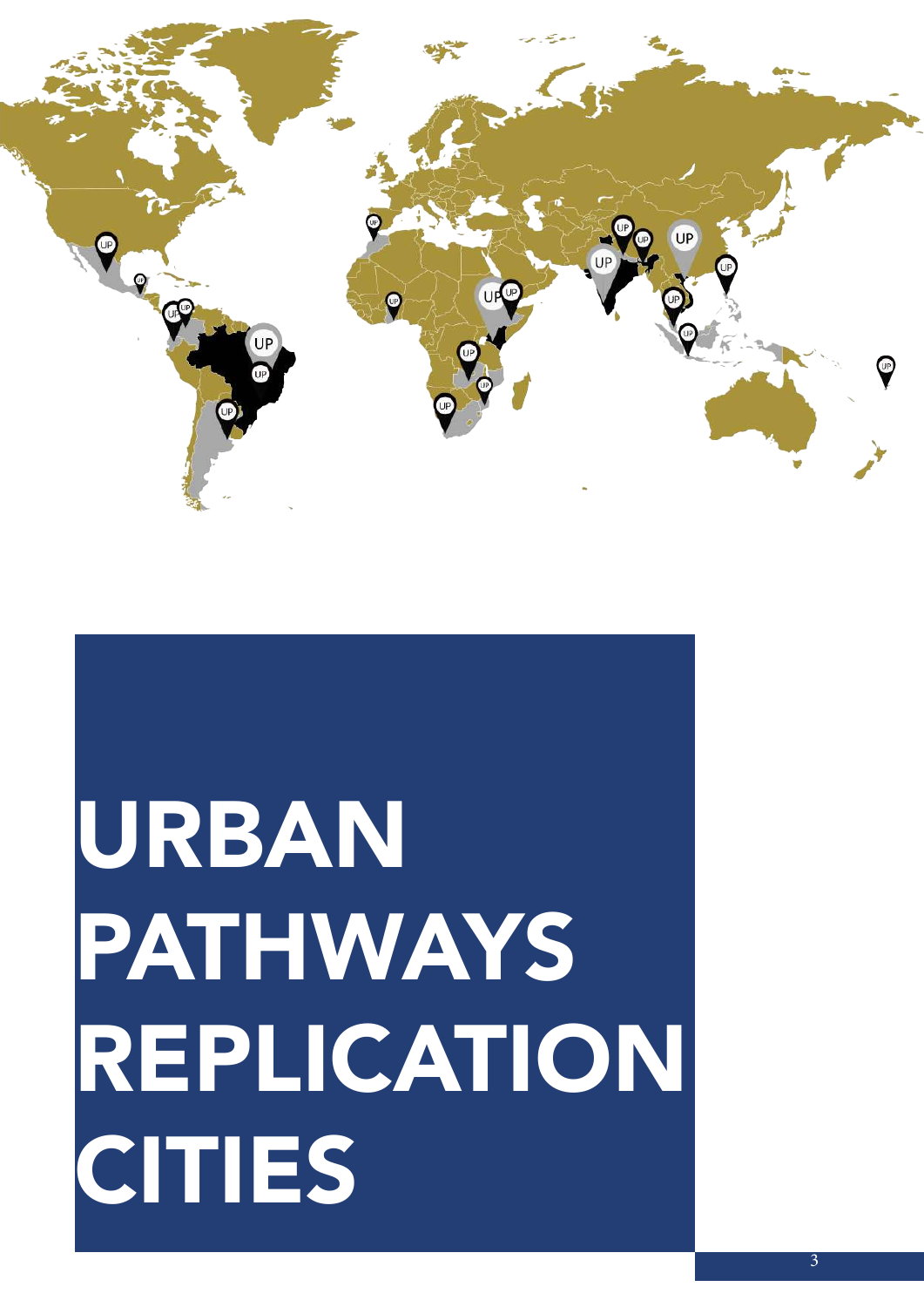# URBAN PATHWAYS REPLICATION CITIES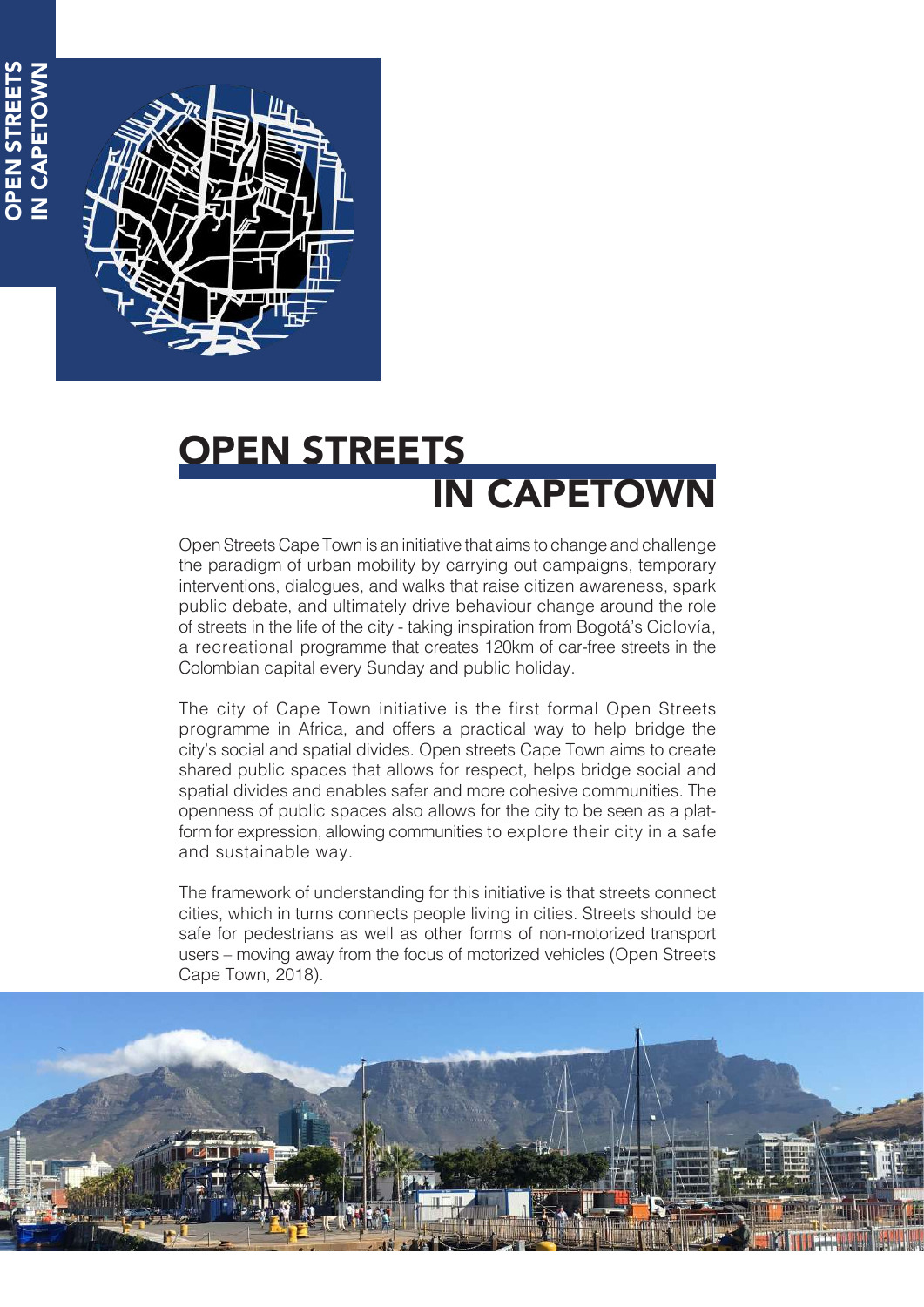# OPEN STREETS IN CAPETOWN

Open Streets Cape Town is an initiative that aims to change and challenge the paradigm of urban mobility by carrying out campaigns, temporary interventions, dialogues, and walks that raise citizen awareness, spark public debate, and ultimately drive behaviour change around the role of streets in the life of the city - taking inspiration from Bogotá's Ciclovía, a recreational programme that creates 120km of car-free streets in the Colombian capital every Sunday and public holiday.

The city of Cape Town initiative is the first formal Open Streets programme in Africa, and offers a practical way to help bridge the city's social and spatial divides. Open streets Cape Town aims to create shared public spaces that allows for respect, helps bridge social and spatial divides and enables safer and more cohesive communities. The openness of public spaces also allows for the city to be seen as a platform for expression, allowing communities to explore their city in a safe and sustainable way.

The framework of understanding for this initiative is that streets connect cities, which in turns connects people living in cities. Streets should be safe for pedestrians as well as other forms of non-motorized transport users – moving away from the focus of motorized vehicles (Open Streets Cape Town, 2018).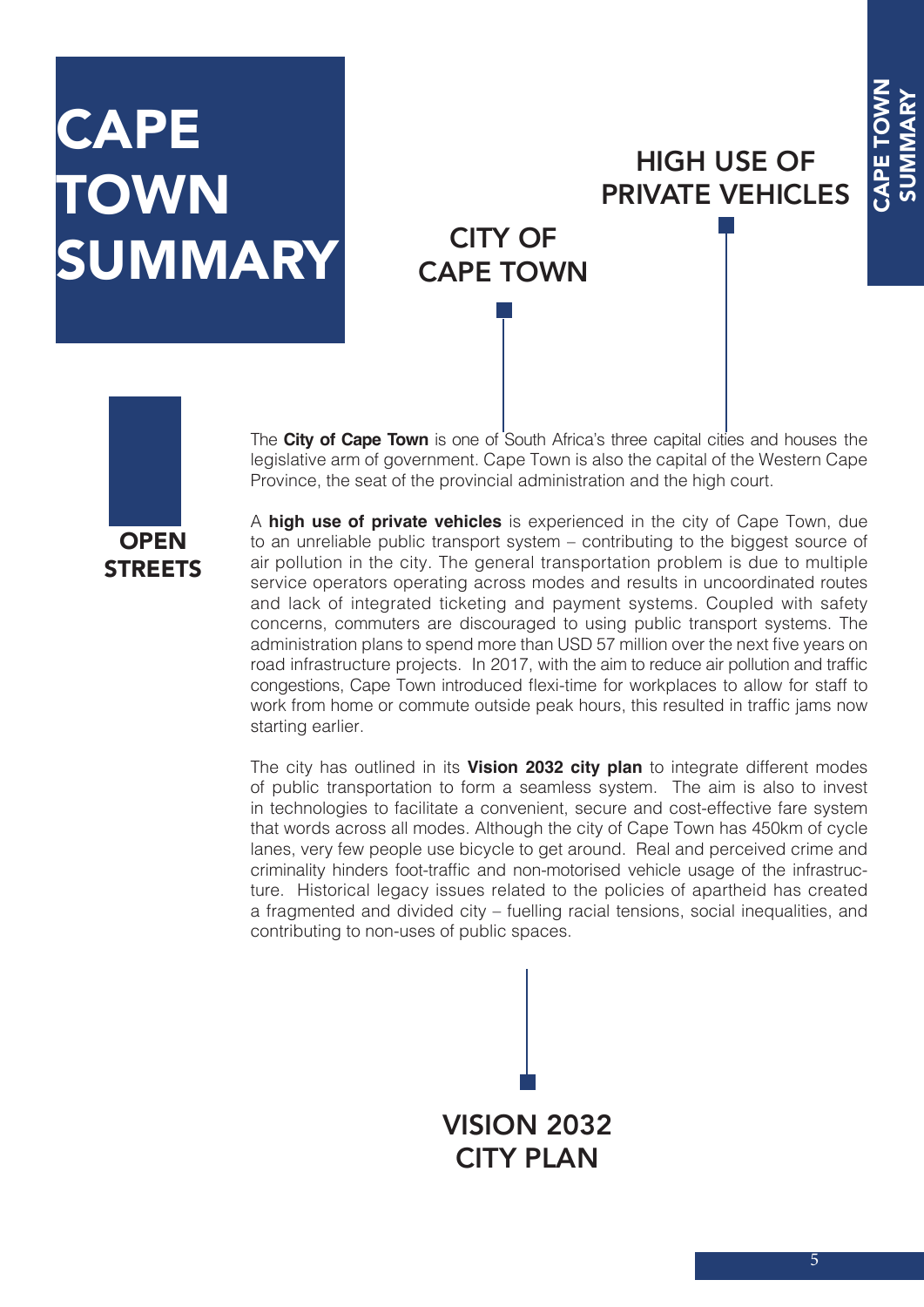# CAPE TOWN SUMMARY

CITY OF CAPE TOWN

HIGH USE OF PRIVATE VEHICLES

OPEN STREETS

The **City of Cape Town** is one of South Africa's three capital cities and houses the legislative arm of government. Cape Town is also the capital of the Western Cape Province, the seat of the provincial administration and the high court.

A **high use of private vehicles** is experienced in the city of Cape Town, due to an unreliable public transport system – contributing to the biggest source of air pollution in the city. The general transportation problem is due to multiple service operators operating across modes and results in uncoordinated routes and lack of integrated ticketing and payment systems. Coupled with safety concerns, commuters are discouraged to using public transport systems. The administration plans to spend more than USD 57 million over the next five years on road infrastructure projects. In 2017, with the aim to reduce air pollution and traffic congestions, Cape Town introduced flexi-time for workplaces to allow for staff to work from home or commute outside peak hours, this resulted in traffic jams now starting earlier.

The city has outlined in its **Vision 2032 city plan** to integrate different modes of public transportation to form a seamless system. The aim is also to invest in technologies to facilitate a convenient, secure and cost-effective fare system that words across all modes. Although the city of Cape Town has 450km of cycle lanes, very few people use bicycle to get around. Real and perceived crime and criminality hinders foot-traffic and non-motorised vehicle usage of the infrastructure. Historical legacy issues related to the policies of apartheid has created a fragmented and divided city – fuelling racial tensions, social inequalities, and contributing to non-uses of public spaces.

VISION 2032 CITY PLAN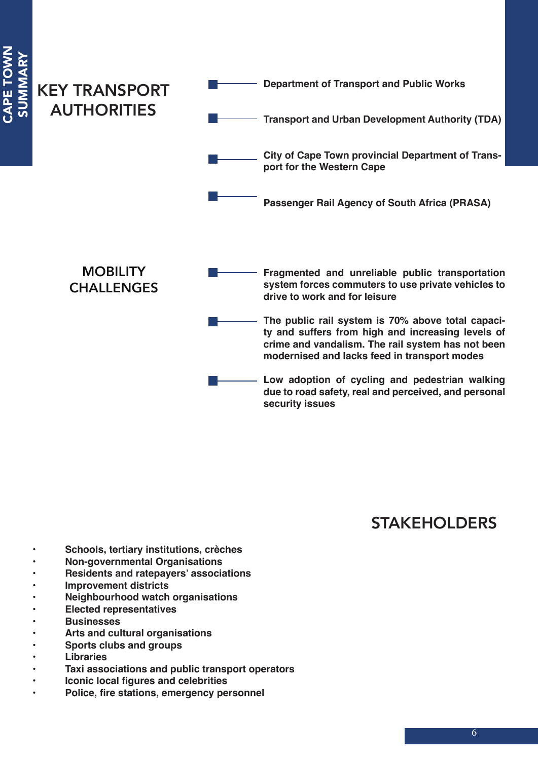## KEY TRANSPORT AUTHORITIES

- Department of Transport and Public Works
- Transport and Urban Development Authority (TDA)
- City of Cape Town provincial Department of Transport for the Western Cape
- Passenger Rail Agency of South Africa (PRASA)

## MOBILITY CHALLENGES

- Fragmented and unreliable public transportation system forces commuters to use private vehicles to drive to work and for leisure
- The public rail system is 70% above total capacity and suffers from high and increasing levels of crime and vandalism. The rail system has not been modernised and lacks feed in transport modes
- Low adoption of cycling and pedestrian walking due to road safety, real and perceived, and personal security issues

## STAKEHOLDERS

- Schools, tertiary institutions, crèches
- Non-governmental Organisations
- Residents and ratepayers' associations
- Improvement districts
- Neighbourhood watch organisations
- Elected representatives
- Businesses
- Arts and cultural organisations
- Sports clubs and groups
- Libraries
- Taxi associations and public transport operators
- Iconic local figures and celebrities
- Police, fire stations, emergency personnel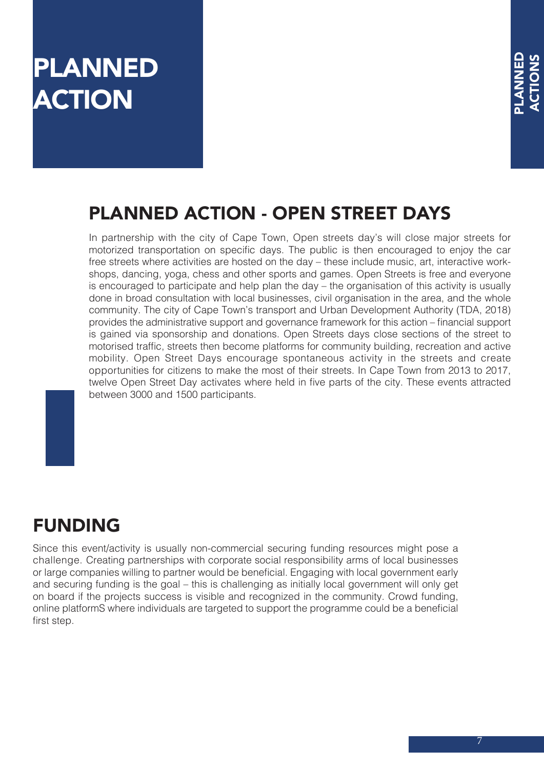# PLANNED ACTION

## PLANNED ACTION - OPEN STREET DAYS

In partnership with the city of Cape Town, Open streets day's will close major streets for motorized transportation on specific days. The public is then encouraged to enjoy the car free streets where activities are hosted on the day – these include music, art, interactive work-shops, dancing, yoga, chess and other sports and games. Open Streets is free and everyone is encouraged to participate and help plan the day – the organisation of this activity is usually done in broad consultation with local businesses, civil organisation in the area, and the whole community. The city of Cape Town's transport and Urban Development Authority (TDA, 2018) provides the administrative support and governance framework for this action – financial support is gained via sponsorship and donations. Open Streets days close sections of the street to motorised traffic, streets then become platforms for community building, recreation and active mobility. Open Street Days encourage spontaneous activity in the streets and create opportunities for citizens to make the most of their streets. In Cape Town from 2013 to 2017, twelve Open Street Day activates where held in five parts of the city. These events attracted between 3000 and 1500 participants.

## FUNDING

Since this event/activity is usually non-commercial securing funding resources might pose a challenge. Creating partnerships with corporate social responsibility arms of local businesses or large companies willing to partner would be beneficial. Engaging with local government early and securing funding is the goal – this is challenging as initially local government will only get on board if the projects success is visible and recognized in the community. Crowd funding, online platformS where individuals are targeted to support the programme could be a beneficial first step.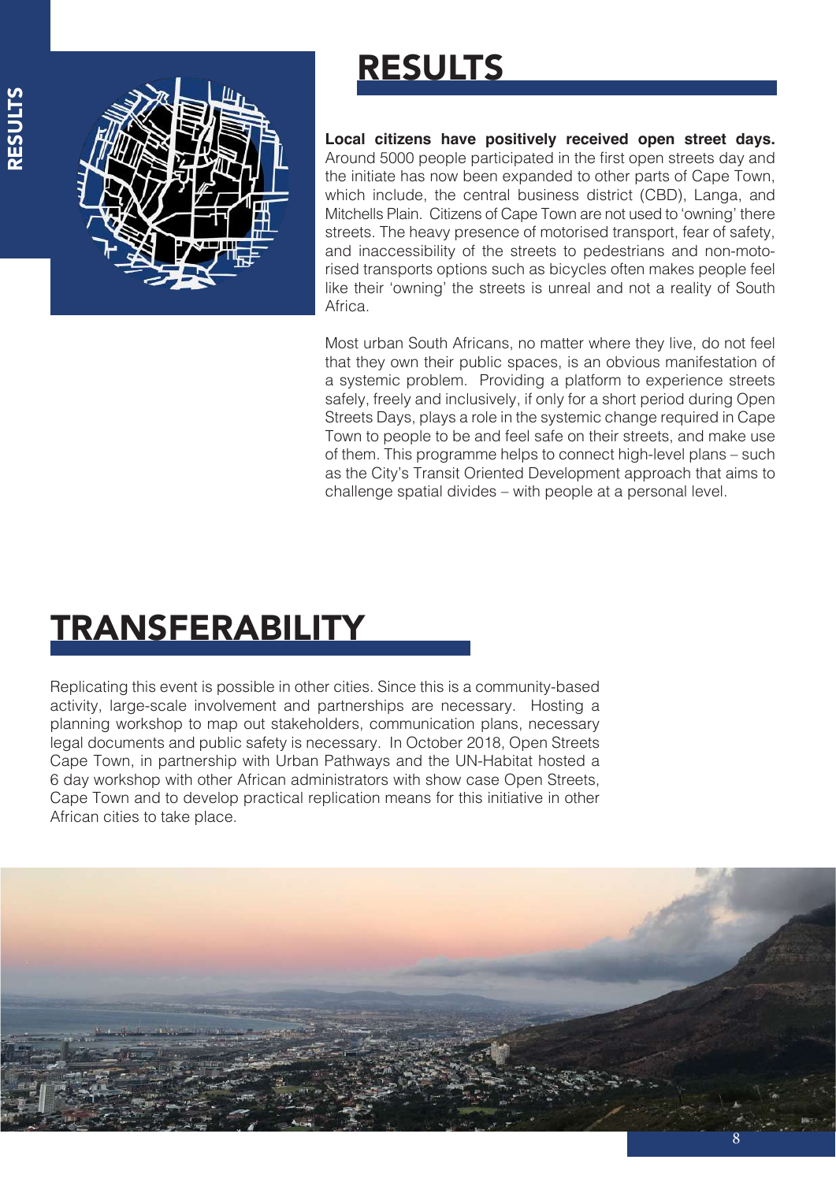# RESULTS

**Local citizens have positively received open street days.** Around 5000 people participated in the first open streets day and the initiate has now been expanded to other parts of Cape Town, which include, the central business district (CBD), Langa, and Mitchells Plain. Citizens of Cape Town are not used to 'owning' there streets. The heavy presence of motorised transport, fear of safety, and inaccessibility of the streets to pedestrians and non-motorised transports options such as bicycles often makes people feel like their 'owning' the streets is unreal and not a reality of South Africa.

Most urban South Africans, no matter where they live, do not feel that they own their public spaces, is an obvious manifestation of a systemic problem. Providing a platform to experience streets safely, freely and inclusively, if only for a short period during Open Streets Days, plays a role in the systemic change required in Cape Town to people to be and feel safe on their streets, and make use of them. This programme helps to connect high-level plans – such as the City's Transit Oriented Development approach that aims to challenge spatial divides – with people at a personal level.

# TRANSFERABILITY

Replicating this event is possible in other cities. Since this is a community-based activity, large-scale involvement and partnerships are necessary. Hosting a planning workshop to map out stakeholders, communication plans, necessary legal documents and public safety is necessary. In October 2018, Open Streets Cape Town, in partnership with Urban Pathways and the UN-Habitat hosted a 6 day workshop with other African administrators with show case Open Streets, Cape Town and to develop practical replication means for this initiative in other African cities to take place.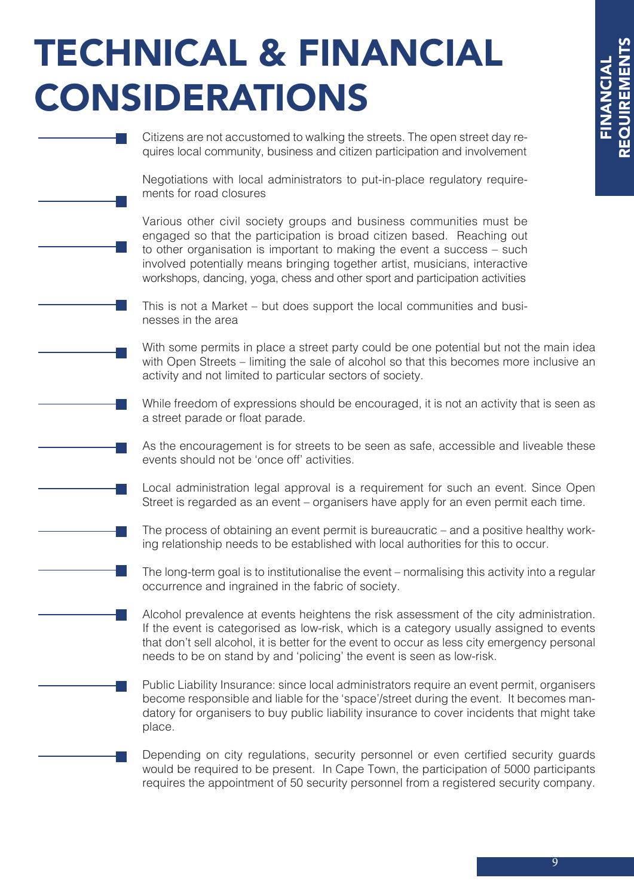# TECHNICAL & FINANCIAL CONSIDERATIONS

- Citizens are not accustomed to walking the streets. The open street day requires local community, business and citizen participation and involvement
- Negotiations with local administrators to put-in-place regulatory requirements for road closures
- Various other civil society groups and business communities must be engaged so that the participation is broad citizen based. Reaching out to other organisation is important to making the event a success – such involved potentially means bringing together artist, musicians, interactive workshops, dancing, yoga, chess and other sport and participation activities
- This is not a Market – but does support the local communities and businesses in the area
- With some permits in place a street party could be one potential but not the main idea with Open Streets – limiting the sale of alcohol so that this becomes more inclusive an activity and not limited to particular sectors of society.
- While freedom of expressions should be encouraged, it is not an activity that is seen as a street parade or float parade.
- As the encouragement is for streets to be seen as safe, accessible and liveable these events should not be 'once off' activities.
- Local administration legal approval is a requirement for such an event. Since Open Street is regarded as an event – organisers have apply for an even permit each time.
- The process of obtaining an event permit is bureaucratic – and a positive healthy working relationship needs to be established with local authorities for this to occur.
- The long-term goal is to institutionalise the event – normalising this activity into a regular occurrence and ingrained in the fabric of society.
- Alcohol prevalence at events heightens the risk assessment of the city administration. If the event is categorised as low-risk, which is a category usually assigned to events that don't sell alcohol, it is better for the event to occur as less city emergency personal needs to be on stand by and 'policing' the event is seen as low-risk.
- Public Liability Insurance: since local administrators require an event permit, organisers become responsible and liable for the 'space'/street during the event. It becomes mandatory for organisers to buy public liability insurance to cover incidents that might take place.
- Depending on city regulations, security personnel or even certified security guards would be required to be present. In Cape Town, the participation of 5000 participants requires the appointment of 50 security personnel from a registered security company.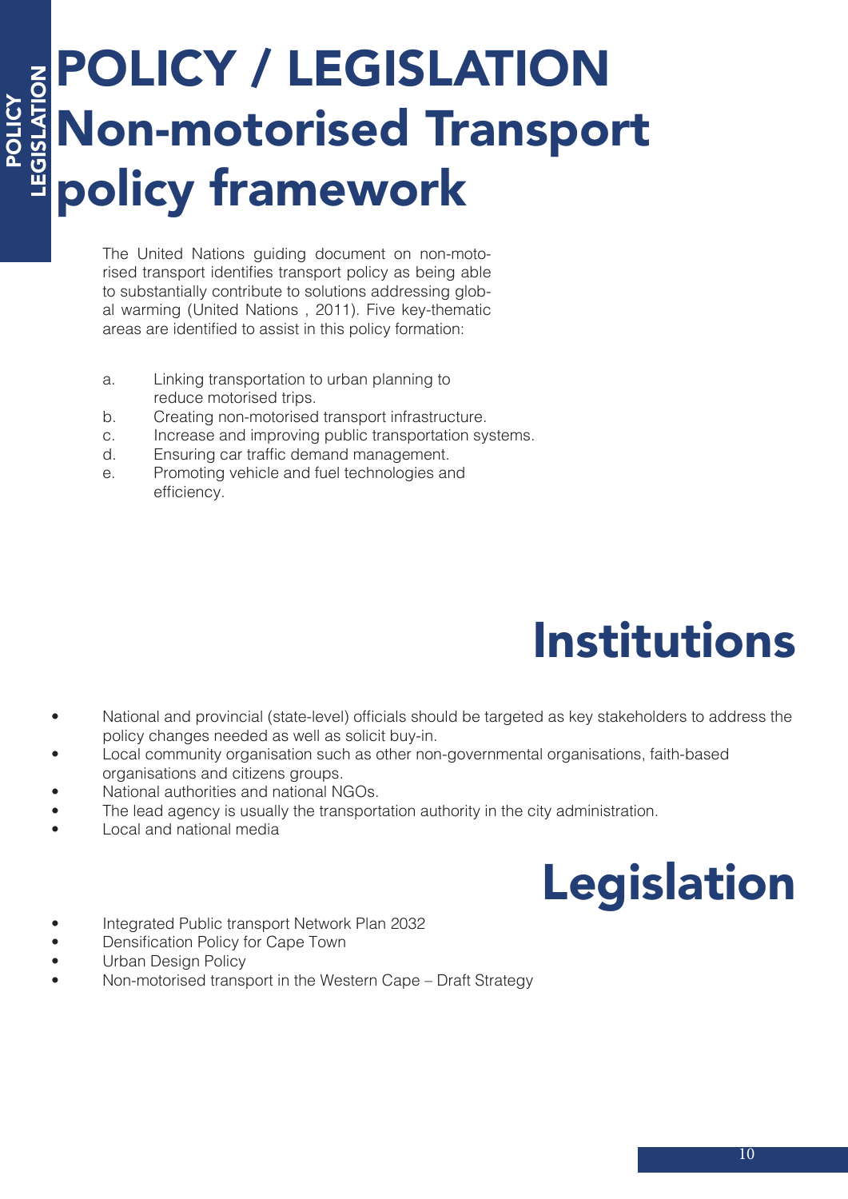# POLICY / LEGISLATION Non-motorised Transport policy framework

The United Nations guiding document on non-motorised transport identifies transport policy as being able to substantially contribute to solutions addressing global warming (United Nations , 2011). Five key-thematic areas are identified to assist in this policy formation:

a. Linking transportation to urban planning to reduce motorised trips.
b. Creating non-motorised transport infrastructure.
c. Increase and improving public transportation systems.
d. Ensuring car traffic demand management.
e. Promoting vehicle and fuel technologies and efficiency.

## Institutions

- National and provincial (state-level) officials should be targeted as key stakeholders to address the policy changes needed as well as solicit buy-in.
- Local community organisation such as other non-governmental organisations, faith-based organisations and citizens groups.
- National authorities and national NGOs.
- The lead agency is usually the transportation authority in the city administration.
- Local and national media

## Legislation

- Integrated Public transport Network Plan 2032
- Densification Policy for Cape Town
- Urban Design Policy
- Non-motorised transport in the Western Cape – Draft Strategy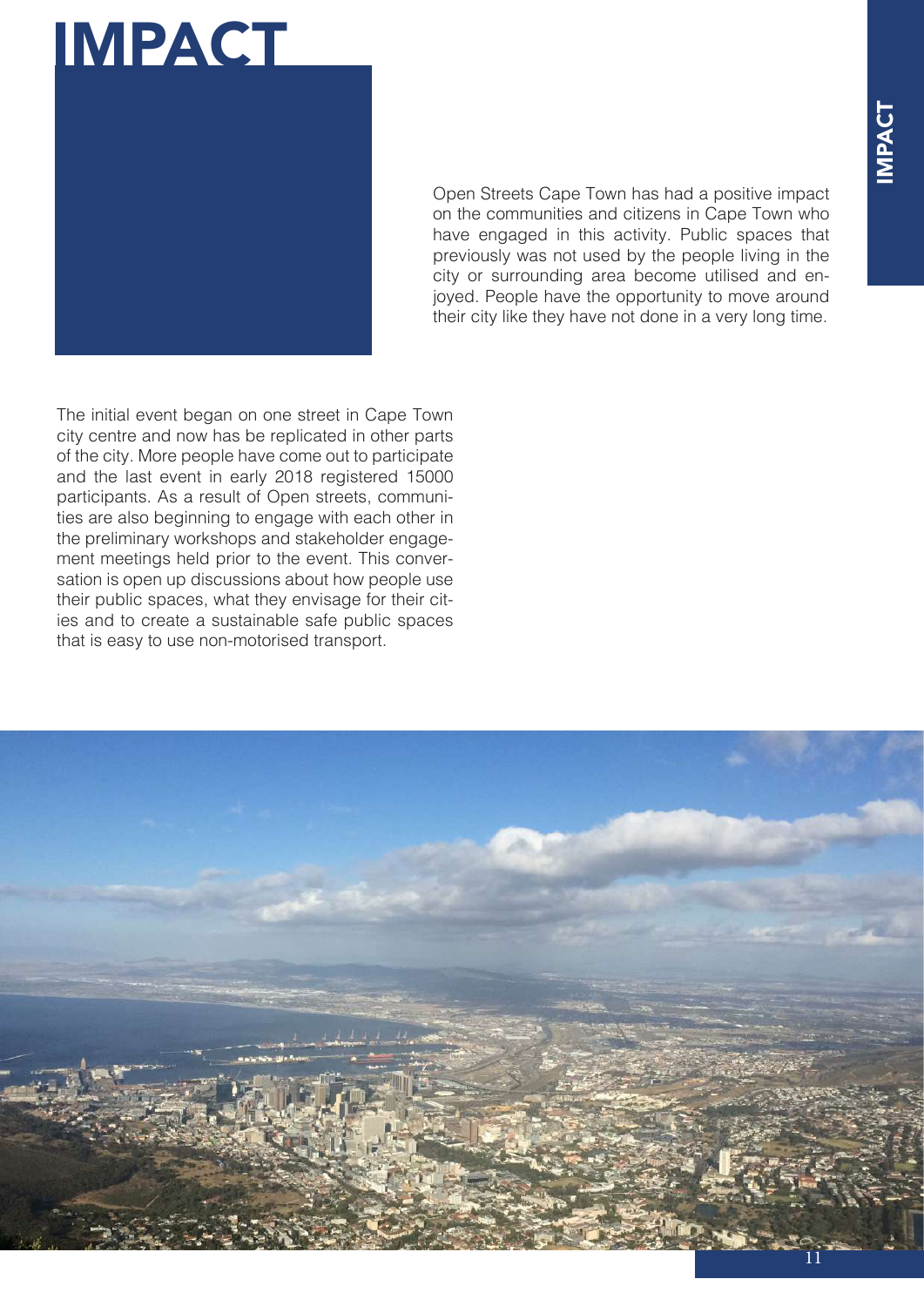# IMPACT

Open Streets Cape Town has had a positive impact on the communities and citizens in Cape Town who have engaged in this activity. Public spaces that previously was not used by the people living in the city or surrounding area become utilised and enjoyed. People have the opportunity to move around their city like they have not done in a very long time.

The initial event began on one street in Cape Town city centre and now has be replicated in other parts of the city. More people have come out to participate and the last event in early 2018 registered 15000 participants. As a result of Open streets, communities are also beginning to engage with each other in the preliminary workshops and stakeholder engagement meetings held prior to the event. This conversation is open up discussions about how people use their public spaces, what they envisage for their cities and to create a sustainable safe public spaces that is easy to use non-motorised transport.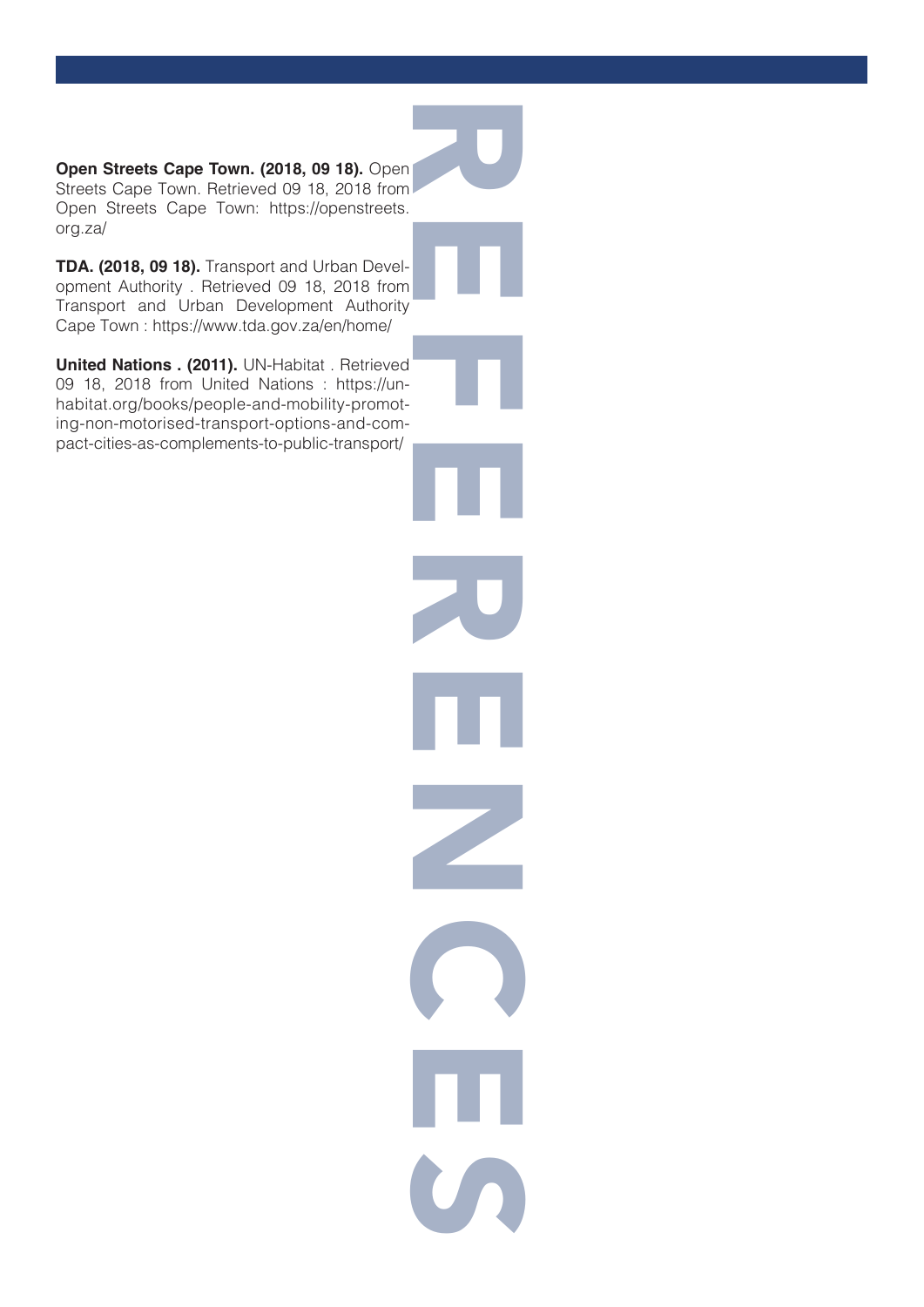# REFERENCES

**Open Streets Cape Town. (2018, 09 18).** Open Streets Cape Town. Retrieved 09 18, 2018 from Open Streets Cape Town: https://openstreets.org.za/

**TDA. (2018, 09 18).** Transport and Urban Development Authority . Retrieved 09 18, 2018 from Transport and Urban Development Authority Cape Town : https://www.tda.gov.za/en/home/

**United Nations . (2011).** UN-Habitat . Retrieved 09 18, 2018 from United Nations : https://unhabitat.org/books/people-and-mobility-promoting-non-motorised-transport-options-and-compact-cities-as-complements-to-public-transport/